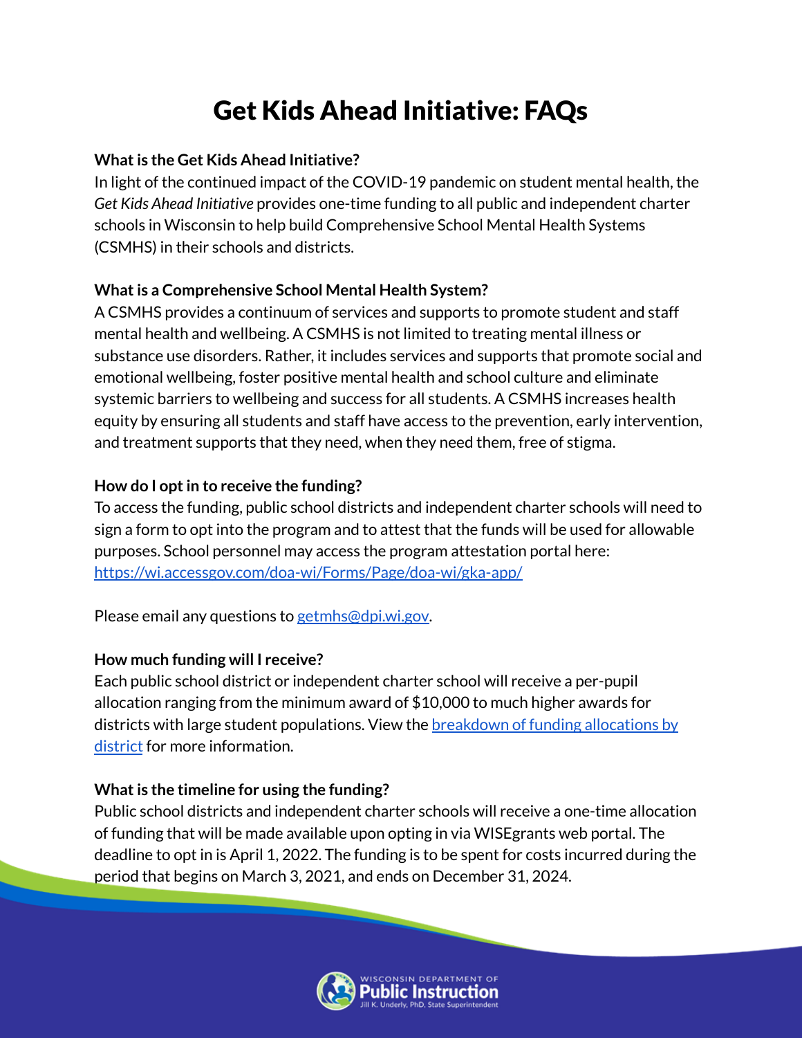# Get Kids Ahead Initiative: FAQs

**What is the Get Kids Ahead Initiative?**
In light of the continued impact of the COVID-19 pandemic on student mental health, the *Get Kids Ahead Initiative* provides one-time funding to all public and independent charter schools in Wisconsin to help build Comprehensive School Mental Health Systems (CSMHS) in their schools and districts.

**What is a Comprehensive School Mental Health System?**
A CSMHS provides a continuum of services and supports to promote student and staff mental health and wellbeing. A CSMHS is not limited to treating mental illness or substance use disorders. Rather, it includes services and supports that promote social and emotional wellbeing, foster positive mental health and school culture and eliminate systemic barriers to wellbeing and success for all students. A CSMHS increases health equity by ensuring all students and staff have access to the prevention, early intervention, and treatment supports that they need, when they need them, free of stigma.

**How do I opt in to receive the funding?**
To access the funding, public school districts and independent charter schools will need to sign a form to opt into the program and to attest that the funds will be used for allowable purposes. School personnel may access the program attestation portal here: [https://wi.accessgov.com/doa-wi/Forms/Page/doa-wi/gka-app/](https://wi.accessgov.com/doa-wi/Forms/Page/doa-wi/gka-app/)

Please email any questions to [getmhs@dpi.wi.gov](mailto:getmhs@dpi.wi.gov).

**How much funding will I receive?**
Each public school district or independent charter school will receive a per-pupil allocation ranging from the minimum award of $10,000 to much higher awards for districts with large student populations. View the breakdown of funding allocations by district for more information.

**What is the timeline for using the funding?**
Public school districts and independent charter schools will receive a one-time allocation of funding that will be made available upon opting in via WISEgrants web portal. The deadline to opt in is April 1, 2022. The funding is to be spent for costs incurred during the period that begins on March 3, 2021, and ends on December 31, 2024.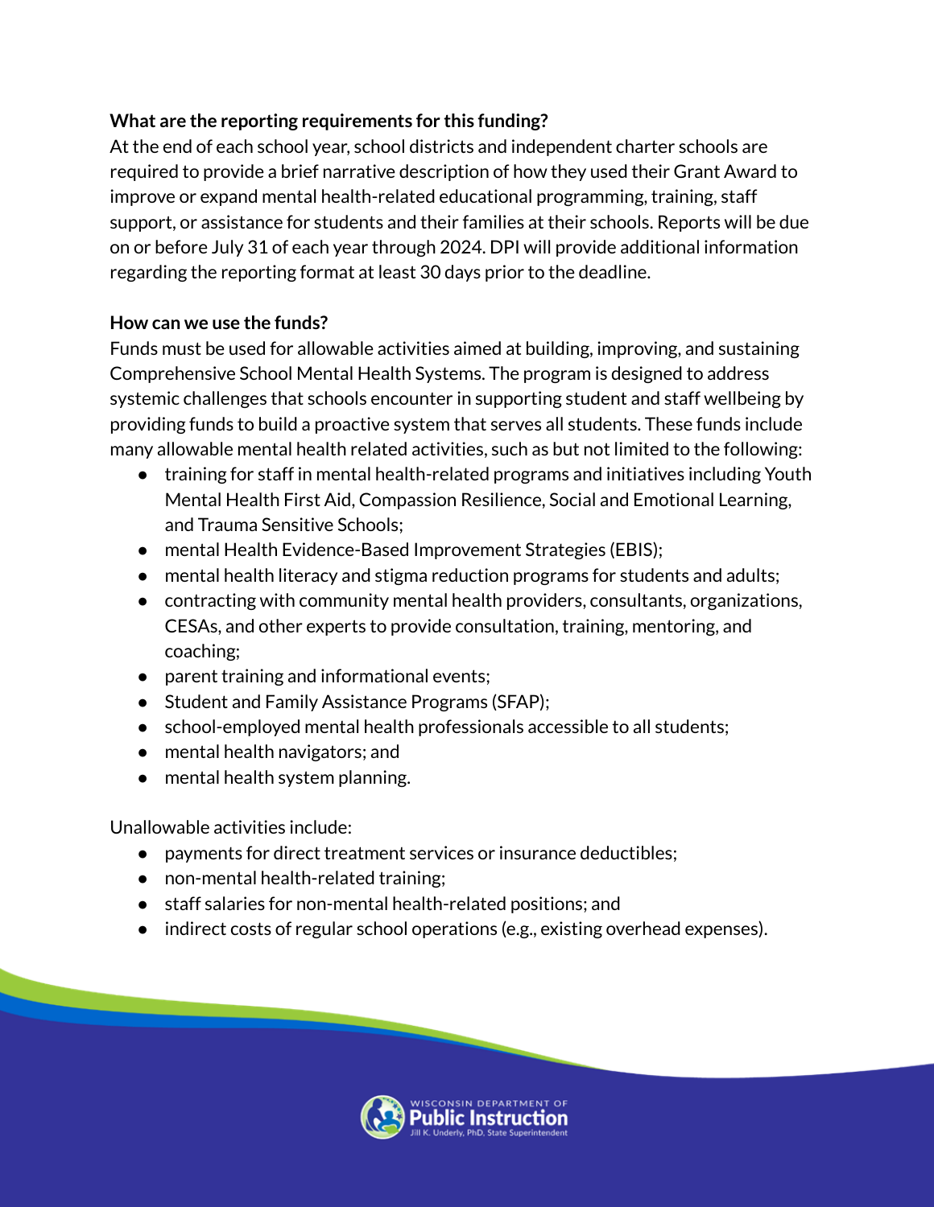**What are the reporting requirements for this funding?**

At the end of each school year, school districts and independent charter schools are required to provide a brief narrative description of how they used their Grant Award to improve or expand mental health-related educational programming, training, staff support, or assistance for students and their families at their schools. Reports will be due on or before July 31 of each year through 2024. DPI will provide additional information regarding the reporting format at least 30 days prior to the deadline.

**How can we use the funds?**

Funds must be used for allowable activities aimed at building, improving, and sustaining Comprehensive School Mental Health Systems. The program is designed to address systemic challenges that schools encounter in supporting student and staff wellbeing by providing funds to build a proactive system that serves all students. These funds include many allowable mental health related activities, such as but not limited to the following:

- training for staff in mental health-related programs and initiatives including Youth Mental Health First Aid, Compassion Resilience, Social and Emotional Learning, and Trauma Sensitive Schools;
- mental Health Evidence-Based Improvement Strategies (EBIS);
- mental health literacy and stigma reduction programs for students and adults;
- contracting with community mental health providers, consultants, organizations, CESAs, and other experts to provide consultation, training, mentoring, and coaching;
- parent training and informational events;
- Student and Family Assistance Programs (SFAP);
- school-employed mental health professionals accessible to all students;
- mental health navigators; and
- mental health system planning.

Unallowable activities include:

- payments for direct treatment services or insurance deductibles;
- non-mental health-related training;
- staff salaries for non-mental health-related positions; and
- indirect costs of regular school operations (e.g., existing overhead expenses).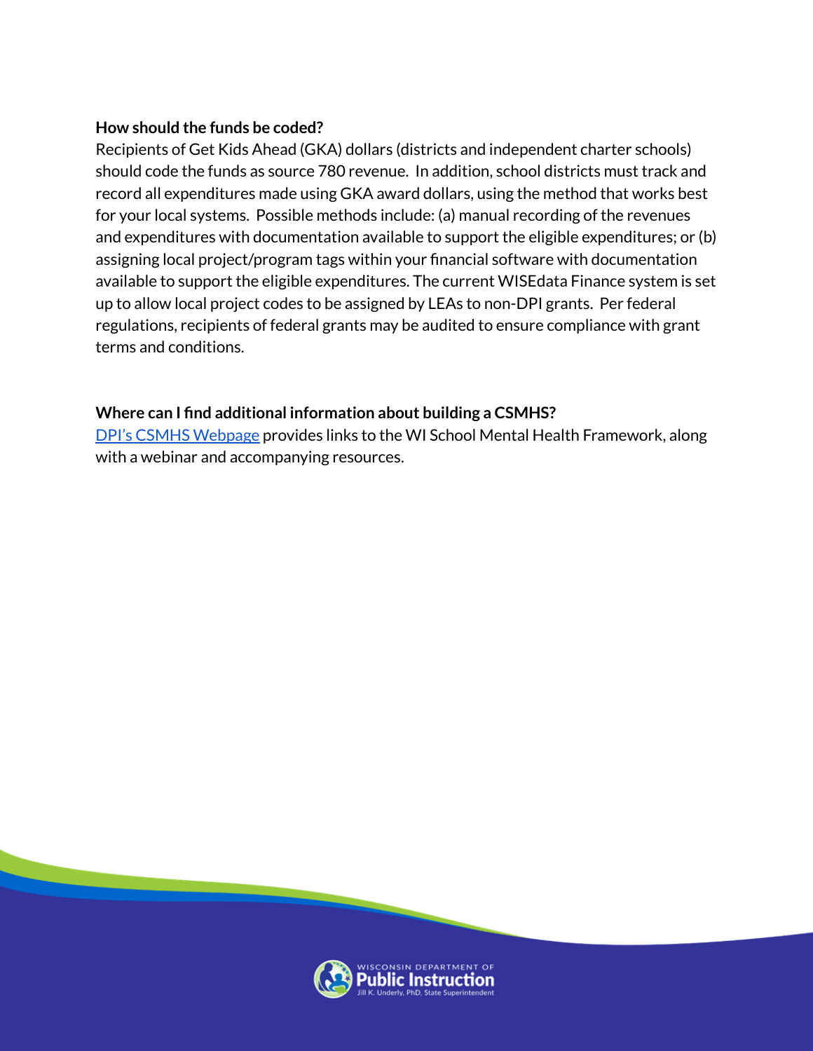**How should the funds be coded?**

Recipients of Get Kids Ahead (GKA) dollars (districts and independent charter schools) should code the funds as source 780 revenue. In addition, school districts must track and record all expenditures made using GKA award dollars, using the method that works best for your local systems. Possible methods include: (a) manual recording of the revenues and expenditures with documentation available to support the eligible expenditures; or (b) assigning local project/program tags within your financial software with documentation available to support the eligible expenditures. The current WISEdata Finance system is set up to allow local project codes to be assigned by LEAs to non-DPI grants. Per federal regulations, recipients of federal grants may be audited to ensure compliance with grant terms and conditions.

**Where can I find additional information about building a CSMHS?**

DPI's CSMHS Webpage provides links to the WI School Mental Health Framework, along with a webinar and accompanying resources.